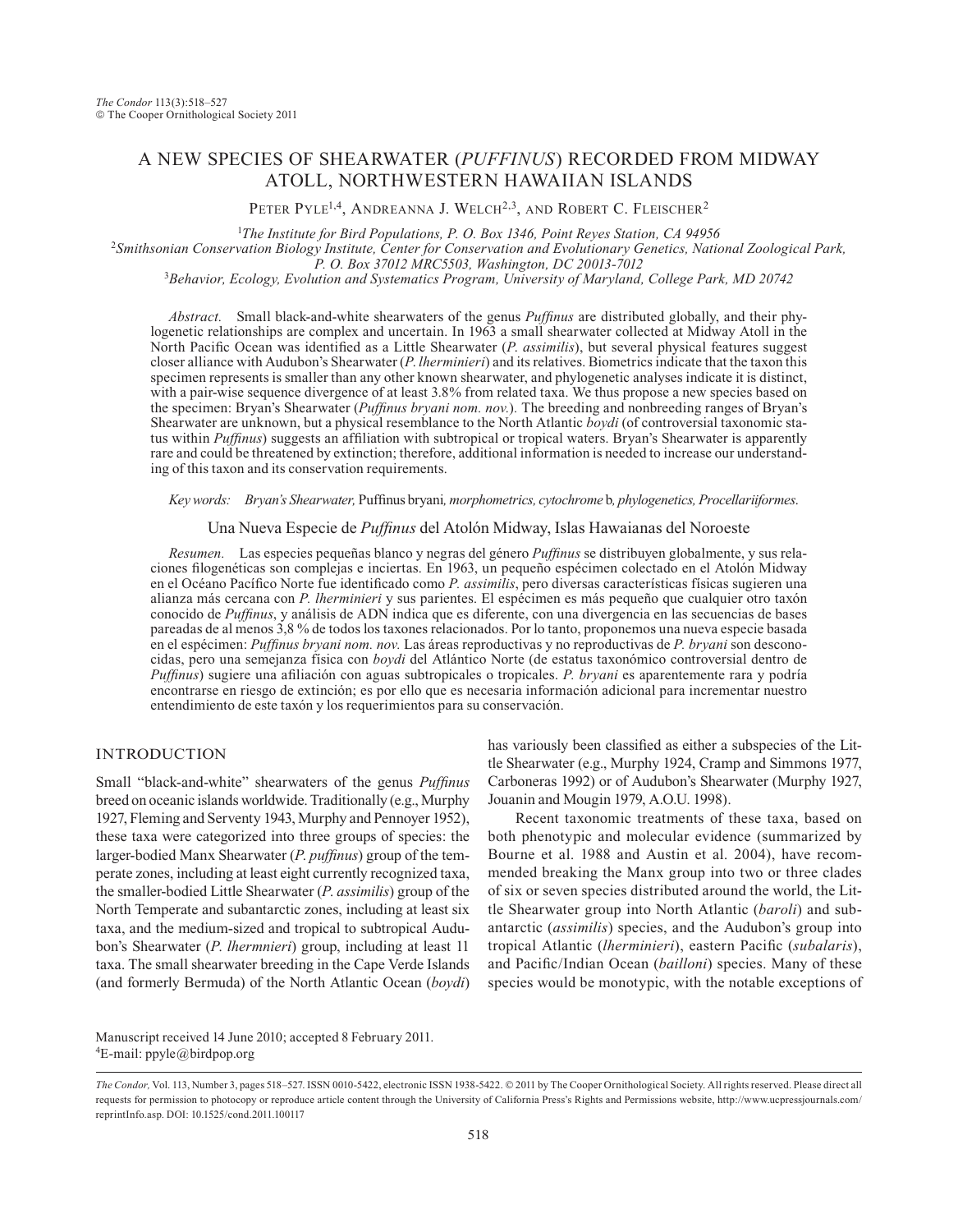# A NEW SPECIES OF SHEARWATER (*PUFFINUS*) RECORDED FROM MIDWAY ATOLL, NORTHWESTERN HAWAIIAN ISLANDS

Peter Pyle[1,4], Andreanna J. Welch[2,3], and Robert C. Fleischer[2]

[1]*The Institute for Bird Populations, P. O. Box 1346, Point Reyes Station, CA 94956*
[2]*Smithsonian Conservation Biology Institute, Center for Conservation and Evolutionary Genetics, National Zoological Park, P. O. Box 37012 MRC5503, Washington, DC 20013-7012*
[3]*Behavior, Ecology, Evolution and Systematics Program, University of Maryland, College Park, MD 20742*

*Abstract.* Small black-and-white shearwaters of the genus *Puffinus* are distributed globally, and their phylogenetic relationships are complex and uncertain. In 1963 a small shearwater collected at Midway Atoll in the North Pacific Ocean was identified as a Little Shearwater (*P. assimilis*), but several physical features suggest closer alliance with Audubon's Shearwater (*P. lherminieri*) and its relatives. Biometrics indicate that the taxon this specimen represents is smaller than any other known shearwater, and phylogenetic analyses indicate it is distinct, with a pair-wise sequence divergence of at least 3.8% from related taxa. We thus propose a new species based on the specimen: Bryan's Shearwater (*Puffinus bryani nom. nov.*). The breeding and nonbreeding ranges of Bryan's Shearwater are unknown, but a physical resemblance to the North Atlantic *boydi* (of controversial taxonomic status within *Puffinus*) suggests an affiliation with subtropical or tropical waters. Bryan's Shearwater is apparently rare and could be threatened by extinction; therefore, additional information is needed to increase our understanding of this taxon and its conservation requirements.

*Key words:* *Bryan's Shearwater,* Puffinus bryani*, morphometrics, cytochrome* b*, phylogenetics, Procellariiformes.*

## Una Nueva Especie de *Puffinus* del Atolón Midway, Islas Hawaianas del Noroeste

*Resumen.* Las especies pequeñas blanco y negras del género *Puffinus* se distribuyen globalmente, y sus relaciones filogenéticas son complejas e inciertas. En 1963, un pequeño espécimen colectado en el Atolón Midway en el Océano Pacífico Norte fue identificado como *P. assimilis*, pero diversas características físicas sugieren una alianza más cercana con *P. lherminieri* y sus parientes. El espécimen es más pequeño que cualquier otro taxón conocido de *Puffinus*, y análisis de ADN indica que es diferente, con una divergencia en las secuencias de bases pareadas de al menos 3,8 % de todos los taxones relacionados. Por lo tanto, proponemos una nueva especie basada en el espécimen: *Puffinus bryani nom. nov.* Las áreas reproductivas y no reproductivas de *P. bryani* son desconocidas, pero una semejanza física con *boydi* del Atlántico Norte (de estatus taxonómico controversial dentro de *Puffinus*) sugiere una afiliación con aguas subtropicales o tropicales. *P. bryani* es aparentemente rara y podría encontrarse en riesgo de extinción; es por ello que es necesaria información adicional para incrementar nuestro entendimiento de este taxón y los requerimientos para su conservación.

## INTRODUCTION

Small "black-and-white" shearwaters of the genus *Puffinus* breed on oceanic islands worldwide. Traditionally (e.g., Murphy 1927, Fleming and Serventy 1943, Murphy and Pennoyer 1952), these taxa were categorized into three groups of species: the larger-bodied Manx Shearwater (*P. puffinus*) group of the temperate zones, including at least eight currently recognized taxa, the smaller-bodied Little Shearwater (*P. assimilis*) group of the North Temperate and subantarctic zones, including at least six taxa, and the medium-sized and tropical to subtropical Audubon's Shearwater (*P. lhermnieri*) group, including at least 11 taxa. The small shearwater breeding in the Cape Verde Islands (and formerly Bermuda) of the North Atlantic Ocean (*boydi*) has variously been classified as either a subspecies of the Little Shearwater (e.g., Murphy 1924, Cramp and Simmons 1977, Carboneras 1992) or of Audubon's Shearwater (Murphy 1927, Jouanin and Mougin 1979, A.O.U. 1998).

Recent taxonomic treatments of these taxa, based on both phenotypic and molecular evidence (summarized by Bourne et al. 1988 and Austin et al. 2004), have recommended breaking the Manx group into two or three clades of six or seven species distributed around the world, the Little Shearwater group into North Atlantic (*baroli*) and subantarctic (*assimilis*) species, and the Audubon's group into tropical Atlantic (*lherminieri*), eastern Pacific (*subalaris*), and Pacific/Indian Ocean (*bailloni*) species. Many of these species would be monotypic, with the notable exceptions of

Manuscript received 14 June 2010; accepted 8 February 2011.
[4]E-mail: ppyle@birdpop.org

*The Condor,* Vol. 113, Number 3, pages 518–527. ISSN 0010-5422, electronic ISSN 1938-5422. © 2011 by The Cooper Ornithological Society. All rights reserved. Please direct all requests for permission to photocopy or reproduce article content through the University of California Press's Rights and Permissions website, http://www.ucpressjournals.com/reprintInfo.asp. DOI: 10.1525/cond.2011.100117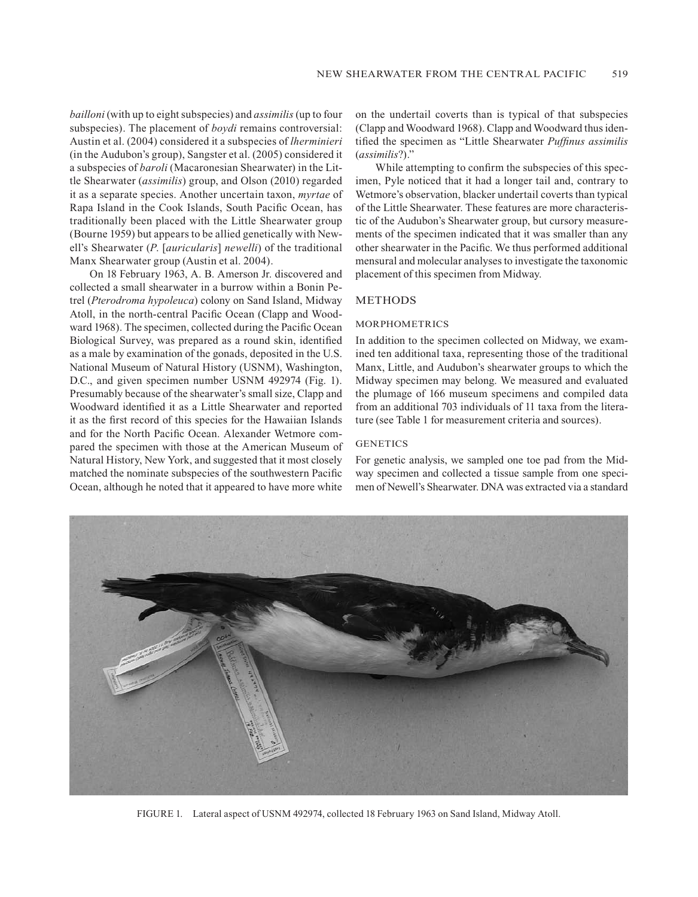*bailloni* (with up to eight subspecies) and *assimilis* (up to four subspecies). The placement of *boydi* remains controversial: Austin et al. (2004) considered it a subspecies of *lherminieri* (in the Audubon's group), Sangster et al. (2005) considered it a subspecies of *baroli* (Macaronesian Shearwater) in the Little Shearwater (*assimilis*) group, and Olson (2010) regarded it as a separate species. Another uncertain taxon, *myrtae* of Rapa Island in the Cook Islands, South Pacific Ocean, has traditionally been placed with the Little Shearwater group (Bourne 1959) but appears to be allied genetically with Newell's Shearwater (*P.* [*auricularis*] *newelli*) of the traditional Manx Shearwater group (Austin et al. 2004).

On 18 February 1963, A. B. Amerson Jr. discovered and collected a small shearwater in a burrow within a Bonin Petrel (*Pterodroma hypoleuca*) colony on Sand Island, Midway Atoll, in the north-central Pacific Ocean (Clapp and Woodward 1968). The specimen, collected during the Pacific Ocean Biological Survey, was prepared as a round skin, identified as a male by examination of the gonads, deposited in the U.S. National Museum of Natural History (USNM), Washington, D.C., and given specimen number USNM 492974 (Fig. 1). Presumably because of the shearwater's small size, Clapp and Woodward identified it as a Little Shearwater and reported it as the first record of this species for the Hawaiian Islands and for the North Pacific Ocean. Alexander Wetmore compared the specimen with those at the American Museum of Natural History, New York, and suggested that it most closely matched the nominate subspecies of the southwestern Pacific Ocean, although he noted that it appeared to have more white on the undertail coverts than is typical of that subspecies (Clapp and Woodward 1968). Clapp and Woodward thus identified the specimen as "Little Shearwater *Puffinus assimilis* (*assimilis*?)."

While attempting to confirm the subspecies of this specimen, Pyle noticed that it had a longer tail and, contrary to Wetmore's observation, blacker undertail coverts than typical of the Little Shearwater. These features are more characteristic of the Audubon's Shearwater group, but cursory measurements of the specimen indicated that it was smaller than any other shearwater in the Pacific. We thus performed additional mensural and molecular analyses to investigate the taxonomic placement of this specimen from Midway.

## METHODS

### MORPHOMETRICS

In addition to the specimen collected on Midway, we examined ten additional taxa, representing those of the traditional Manx, Little, and Audubon's shearwater groups to which the Midway specimen may belong. We measured and evaluated the plumage of 166 museum specimens and compiled data from an additional 703 individuals of 11 taxa from the literature (see Table 1 for measurement criteria and sources).

### GENETICS

For genetic analysis, we sampled one toe pad from the Midway specimen and collected a tissue sample from one specimen of Newell's Shearwater. DNA was extracted via a standard

FIGURE 1. Lateral aspect of USNM 492974, collected 18 February 1963 on Sand Island, Midway Atoll.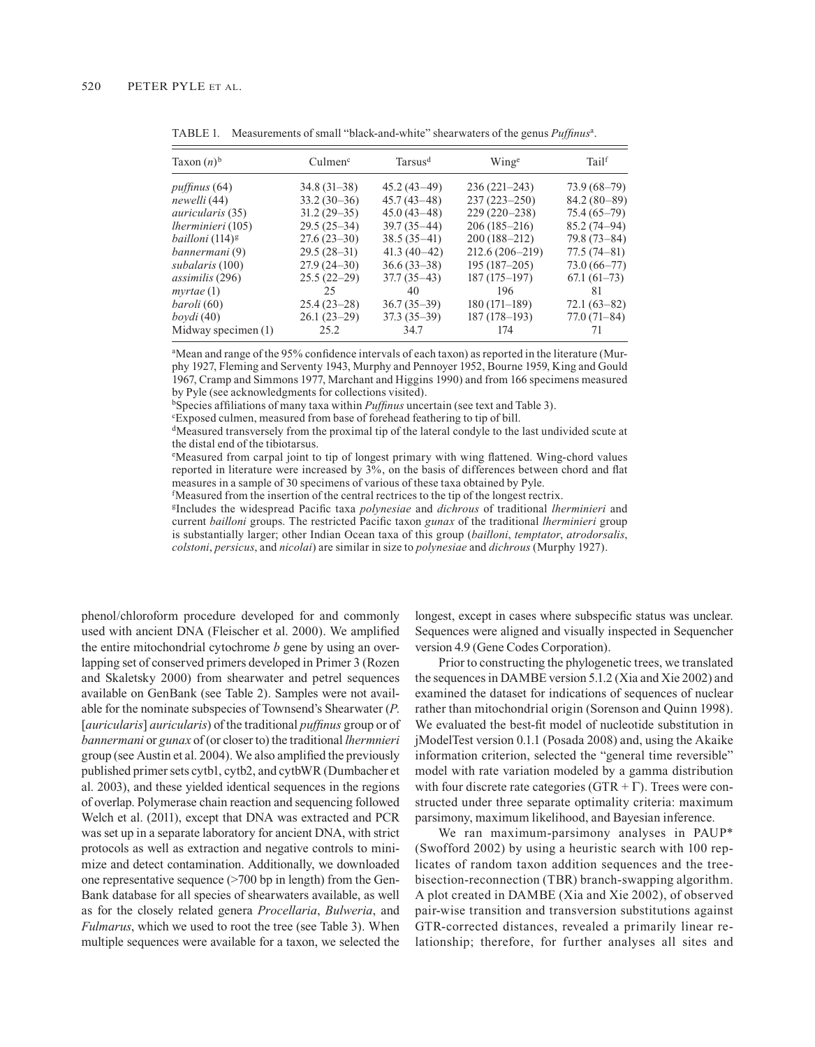TABLE 1. Measurements of small "black-and-white" shearwaters of the genus *Puffinus*[a].

| Taxon ($n$)[b] | Culmen[c] | Tarsus[d] | Wing[e] | Tail[f] |
|---|---|---|---|---|
| *puffinus* (64) | 34.8 (31–38) | 45.2 (43–49) | 236 (221–243) | 73.9 (68–79) |
| *newelli* (44) | 33.2 (30–36) | 45.7 (43–48) | 237 (223–250) | 84.2 (80–89) |
| *auricularis* (35) | 31.2 (29–35) | 45.0 (43–48) | 229 (220–238) | 75.4 (65–79) |
| *lherminieri* (105) | 29.5 (25–34) | 39.7 (35–44) | 206 (185–216) | 85.2 (74–94) |
| *bailloni* (114)[g] | 27.6 (23–30) | 38.5 (35–41) | 200 (188–212) | 79.8 (73–84) |
| *bannermani* (9) | 29.5 (28–31) | 41.3 (40–42) | 212.6 (206–219) | 77.5 (74–81) |
| *subalaris* (100) | 27.9 (24–30) | 36.6 (33–38) | 195 (187–205) | 73.0 (66–77) |
| *assimilis* (296) | 25.5 (22–29) | 37.7 (35–43) | 187 (175–197) | 67.1 (61–73) |
| *myrtae* (1) | 25 | 40 | 196 | 81 |
| *baroli* (60) | 25.4 (23–28) | 36.7 (35–39) | 180 (171–189) | 72.1 (63–82) |
| *boydi* (40) | 26.1 (23–29) | 37.3 (35–39) | 187 (178–193) | 77.0 (71–84) |
| Midway specimen (1) | 25.2 | 34.7 | 174 | 71 |

[a]Mean and range of the 95% confidence intervals of each taxon) as reported in the literature (Murphy 1927, Fleming and Serventy 1943, Murphy and Pennoyer 1952, Bourne 1959, King and Gould 1967, Cramp and Simmons 1977, Marchant and Higgins 1990) and from 166 specimens measured by Pyle (see acknowledgments for collections visited).

[b]Species affiliations of many taxa within *Puffinus* uncertain (see text and Table 3).

[c]Exposed culmen, measured from base of forehead feathering to tip of bill.

[d]Measured transversely from the proximal tip of the lateral condyle to the last undivided scute at the distal end of the tibiotarsus.

[e]Measured from carpal joint to tip of longest primary with wing flattened. Wing-chord values reported in literature were increased by 3%, on the basis of differences between chord and flat measures in a sample of 30 specimens of various of these taxa obtained by Pyle.

[f]Measured from the insertion of the central rectrices to the tip of the longest rectrix.

[g]Includes the widespread Pacific taxa *polynesiae* and *dichrous* of traditional *lherminieri* and current *bailloni* groups. The restricted Pacific taxon *gunax* of the traditional *lherminieri* group is substantially larger; other Indian Ocean taxa of this group (*bailloni*, *temptator*, *atrodorsalis*, *colstoni*, *persicus*, and *nicolai*) are similar in size to *polynesiae* and *dichrous* (Murphy 1927).

phenol/chloroform procedure developed for and commonly used with ancient DNA (Fleischer et al. 2000). We amplified the entire mitochondrial cytochrome *b* gene by using an overlapping set of conserved primers developed in Primer 3 (Rozen and Skaletsky 2000) from shearwater and petrel sequences available on GenBank (see Table 2). Samples were not available for the nominate subspecies of Townsend's Shearwater (*P.* [*auricularis*] *auricularis*) of the traditional *puffinus* group or of *bannermani* or *gunax* of (or closer to) the traditional *lhermnieri* group (see Austin et al. 2004). We also amplified the previously published primer sets cytb1, cytb2, and cytbWR (Dumbacher et al. 2003), and these yielded identical sequences in the regions of overlap. Polymerase chain reaction and sequencing followed Welch et al. (2011), except that DNA was extracted and PCR was set up in a separate laboratory for ancient DNA, with strict protocols as well as extraction and negative controls to minimize and detect contamination. Additionally, we downloaded one representative sequence (>700 bp in length) from the GenBank database for all species of shearwaters available, as well as for the closely related genera *Procellaria*, *Bulweria*, and *Fulmarus*, which we used to root the tree (see Table 3). When multiple sequences were available for a taxon, we selected the longest, except in cases where subspecific status was unclear. Sequences were aligned and visually inspected in Sequencher version 4.9 (Gene Codes Corporation).

Prior to constructing the phylogenetic trees, we translated the sequences in DAMBE version 5.1.2 (Xia and Xie 2002) and examined the dataset for indications of sequences of nuclear rather than mitochondrial origin (Sorenson and Quinn 1998). We evaluated the best-fit model of nucleotide substitution in jModelTest version 0.1.1 (Posada 2008) and, using the Akaike information criterion, selected the "general time reversible" model with rate variation modeled by a gamma distribution with four discrete rate categories (GTR + $\Gamma$). Trees were constructed under three separate optimality criteria: maximum parsimony, maximum likelihood, and Bayesian inference.

We ran maximum-parsimony analyses in PAUP* (Swofford 2002) by using a heuristic search with 100 replicates of random taxon addition sequences and the tree-bisection-reconnection (TBR) branch-swapping algorithm. A plot created in DAMBE (Xia and Xie 2002), of observed pair-wise transition and transversion substitutions against GTR-corrected distances, revealed a primarily linear relationship; therefore, for further analyses all sites and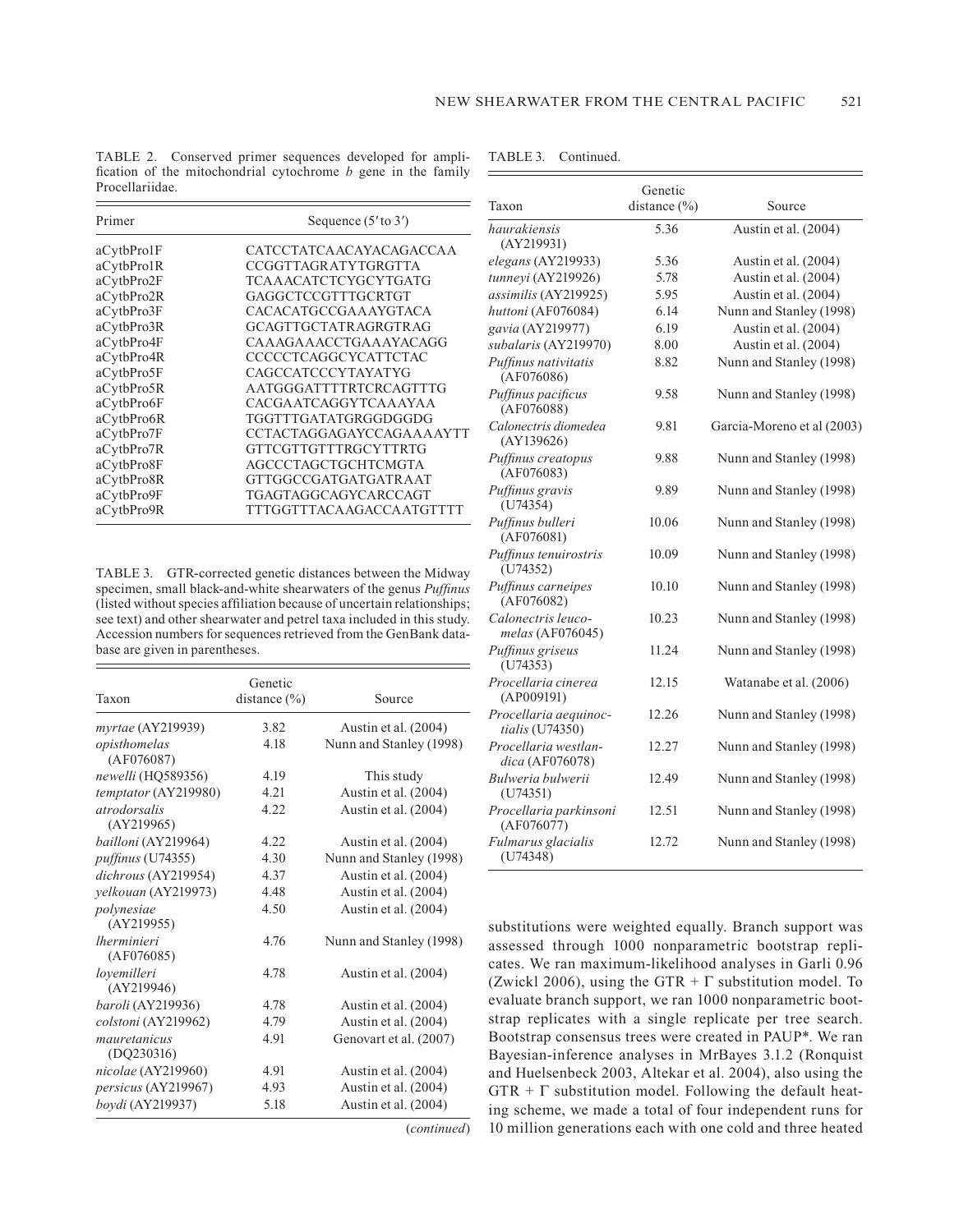TABLE 2. Conserved primer sequences developed for amplification of the mitochondrial cytochrome *b* gene in the family Procellariidae.

| Primer | Sequence (5′ to 3′) |
|---|---|
| aCytbPro1F | CATCCTATCAACAYACAGACCAA |
| aCytbPro1R | CCGGTTAGRATYTGRGTTA |
| aCytbPro2F | TCAAACATCTCYGCYTGATG |
| aCytbPro2R | GAGGCTCCGTTTGCRTGT |
| aCytbPro3F | CACACATGCCGAAAYGTACA |
| aCytbPro3R | GCAGTTGCTATRAGRGTRAG |
| aCytbPro4F | CAAAGAAACCTGAAAYACAGG |
| aCytbPro4R | CCCCCTCAGGCYCATTCTAC |
| aCytbPro5F | CAGCCATCCCYTAYATYG |
| aCytbPro5R | AATGGGATTTTRTCRCAGTTTG |
| aCytbPro6F | CACGAATCAGGYTCAAAYAA |
| aCytbPro6R | TGGTTTGATATGRGGDGGDG |
| aCytbPro7F | CCTACTAGGAGAYCCAGAAAAYTT |
| aCytbPro7R | GTTCGTTGTTTRGCYTTRTG |
| aCytbPro8F | AGCCCTAGCTGCHTCMGTA |
| aCytbPro8R | GTTGGCCGATGATGATRAAT |
| aCytbPro9F | TGAGTAGGCAGYCARCCAGT |
| aCytbPro9R | TTTGGTTTACAAGACCAATGTTTT |

TABLE 3. GTR-corrected genetic distances between the Midway specimen, small black-and-white shearwaters of the genus *Puffinus* (listed without species affiliation because of uncertain relationships; see text) and other shearwater and petrel taxa included in this study. Accession numbers for sequences retrieved from the GenBank database are given in parentheses.

| Taxon | Genetic distance (%) | Source |
|---|---|---|
| *myrtae* (AY219939) | 3.82 | Austin et al. (2004) |
| *opisthomelas* (AF076087) | 4.18 | Nunn and Stanley (1998) |
| *newelli* (HQ589356) | 4.19 | This study |
| *temptator* (AY219980) | 4.21 | Austin et al. (2004) |
| *atrodorsalis* (AY219965) | 4.22 | Austin et al. (2004) |
| *bailloni* (AY219964) | 4.22 | Austin et al. (2004) |
| *puffinus* (U74355) | 4.30 | Nunn and Stanley (1998) |
| *dichrous* (AY219954) | 4.37 | Austin et al. (2004) |
| *yelkouan* (AY219973) | 4.48 | Austin et al. (2004) |
| *polynesiae* (AY219955) | 4.50 | Austin et al. (2004) |
| *lherminieri* (AF076085) | 4.76 | Nunn and Stanley (1998) |
| *loyemilleri* (AY219946) | 4.78 | Austin et al. (2004) |
| *baroli* (AY219936) | 4.78 | Austin et al. (2004) |
| *colstoni* (AY219962) | 4.79 | Austin et al. (2004) |
| *mauretanicus* (DQ230316) | 4.91 | Genovart et al. (2007) |
| *nicolae* (AY219960) | 4.91 | Austin et al. (2004) |
| *persicus* (AY219967) | 4.93 | Austin et al. (2004) |
| *boydi* (AY219937) | 5.18 | Austin et al. (2004) |
| *haurakiensis* (AY219931) | 5.36 | Austin et al. (2004) |
| *elegans* (AY219933) | 5.36 | Austin et al. (2004) |
| *tunneyi* (AY219926) | 5.78 | Austin et al. (2004) |
| *assimilis* (AY219925) | 5.95 | Austin et al. (2004) |
| *huttoni* (AF076084) | 6.14 | Nunn and Stanley (1998) |
| *gavia* (AY219977) | 6.19 | Austin et al. (2004) |
| *subalaris* (AY219970) | 8.00 | Austin et al. (2004) |
| *Puffinus nativitatis* (AF076086) | 8.82 | Nunn and Stanley (1998) |
| *Puffinus pacificus* (AF076088) | 9.58 | Nunn and Stanley (1998) |
| *Calonectris diomedea* (AY139626) | 9.81 | Garcia-Moreno et al (2003) |
| *Puffinus creatopus* (AF076083) | 9.88 | Nunn and Stanley (1998) |
| *Puffinus gravis* (U74354) | 9.89 | Nunn and Stanley (1998) |
| *Puffinus bulleri* (AF076081) | 10.06 | Nunn and Stanley (1998) |
| *Puffinus tenuirostris* (U74352) | 10.09 | Nunn and Stanley (1998) |
| *Puffinus carneipes* (AF076082) | 10.10 | Nunn and Stanley (1998) |
| *Calonectris leucomelas* (AF076045) | 10.23 | Nunn and Stanley (1998) |
| *Puffinus griseus* (U74353) | 11.24 | Nunn and Stanley (1998) |
| *Procellaria cinerea* (AP009191) | 12.15 | Watanabe et al. (2006) |
| *Procellaria aequinoctialis* (U74350) | 12.26 | Nunn and Stanley (1998) |
| *Procellaria westlandica* (AF076078) | 12.27 | Nunn and Stanley (1998) |
| *Bulweria bulwerii* (U74351) | 12.49 | Nunn and Stanley (1998) |
| *Procellaria parkinsoni* (AF076077) | 12.51 | Nunn and Stanley (1998) |
| *Fulmarus glacialis* (U74348) | 12.72 | Nunn and Stanley (1998) |

substitutions were weighted equally. Branch support was assessed through 1000 nonparametric bootstrap replicates. We ran maximum-likelihood analyses in Garli 0.96 (Zwickl 2006), using the GTR + Γ substitution model. To evaluate branch support, we ran 1000 nonparametric bootstrap replicates with a single replicate per tree search. Bootstrap consensus trees were created in PAUP*. We ran Bayesian-inference analyses in MrBayes 3.1.2 (Ronquist and Huelsenbeck 2003, Altekar et al. 2004), also using the GTR + Γ substitution model. Following the default heating scheme, we made a total of four independent runs for 10 million generations each with one cold and three heated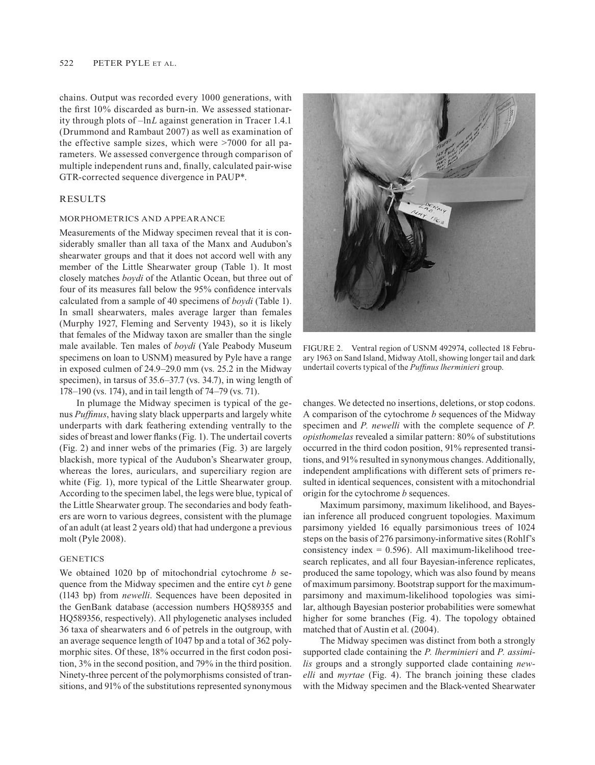chains. Output was recorded every 1000 generations, with the first 10% discarded as burn-in. We assessed stationarity through plots of –ln*L* against generation in Tracer 1.4.1 (Drummond and Rambaut 2007) as well as examination of the effective sample sizes, which were >7000 for all parameters. We assessed convergence through comparison of multiple independent runs and, finally, calculated pair-wise GTR-corrected sequence divergence in PAUP*.

## RESULTS

### MORPHOMETRICS AND APPEARANCE

Measurements of the Midway specimen reveal that it is considerably smaller than all taxa of the Manx and Audubon's shearwater groups and that it does not accord well with any member of the Little Shearwater group (Table 1). It most closely matches *boydi* of the Atlantic Ocean, but three out of four of its measures fall below the 95% confidence intervals calculated from a sample of 40 specimens of *boydi* (Table 1). In small shearwaters, males average larger than females (Murphy 1927, Fleming and Serventy 1943), so it is likely that females of the Midway taxon are smaller than the single male available. Ten males of *boydi* (Yale Peabody Museum specimens on loan to USNM) measured by Pyle have a range in exposed culmen of 24.9–29.0 mm (vs. 25.2 in the Midway specimen), in tarsus of 35.6–37.7 (vs. 34.7), in wing length of 178–190 (vs. 174), and in tail length of 74–79 (vs. 71).

In plumage the Midway specimen is typical of the genus *Puffinus*, having slaty black upperparts and largely white underparts with dark feathering extending ventrally to the sides of breast and lower flanks (Fig. 1). The undertail coverts (Fig. 2) and inner webs of the primaries (Fig. 3) are largely blackish, more typical of the Audubon's Shearwater group, whereas the lores, auriculars, and superciliary region are white (Fig. 1), more typical of the Little Shearwater group. According to the specimen label, the legs were blue, typical of the Little Shearwater group. The secondaries and body feathers are worn to various degrees, consistent with the plumage of an adult (at least 2 years old) that had undergone a previous molt (Pyle 2008).

### GENETICS

We obtained 1020 bp of mitochondrial cytochrome *b* sequence from the Midway specimen and the entire cyt *b* gene (1143 bp) from *newelli*. Sequences have been deposited in the GenBank database (accession numbers HQ589355 and HQ589356, respectively). All phylogenetic analyses included 36 taxa of shearwaters and 6 of petrels in the outgroup, with an average sequence length of 1047 bp and a total of 362 polymorphic sites. Of these, 18% occurred in the first codon position, 3% in the second position, and 79% in the third position. Ninety-three percent of the polymorphisms consisted of transitions, and 91% of the substitutions represented synonymous

FIGURE 2. Ventral region of USNM 492974, collected 18 February 1963 on Sand Island, Midway Atoll, showing longer tail and dark undertail coverts typical of the *Puffinus lherminieri* group.

changes. We detected no insertions, deletions, or stop codons. A comparison of the cytochrome *b* sequences of the Midway specimen and *P. newelli* with the complete sequence of *P. opisthomelas* revealed a similar pattern: 80% of substitutions occurred in the third codon position, 91% represented transitions, and 91% resulted in synonymous changes. Additionally, independent amplifications with different sets of primers resulted in identical sequences, consistent with a mitochondrial origin for the cytochrome *b* sequences.

Maximum parsimony, maximum likelihood, and Bayesian inference all produced congruent topologies. Maximum parsimony yielded 16 equally parsimonious trees of 1024 steps on the basis of 276 parsimony-informative sites (Rohlf's consistency index = 0.596). All maximum-likelihood tree-search replicates, and all four Bayesian-inference replicates, produced the same topology, which was also found by means of maximum parsimony. Bootstrap support for the maximum-parsimony and maximum-likelihood topologies was similar, although Bayesian posterior probabilities were somewhat higher for some branches (Fig. 4). The topology obtained matched that of Austin et al. (2004).

The Midway specimen was distinct from both a strongly supported clade containing the *P. lherminieri* and *P. assimilis* groups and a strongly supported clade containing *newelli* and *myrtae* (Fig. 4). The branch joining these clades with the Midway specimen and the Black-vented Shearwater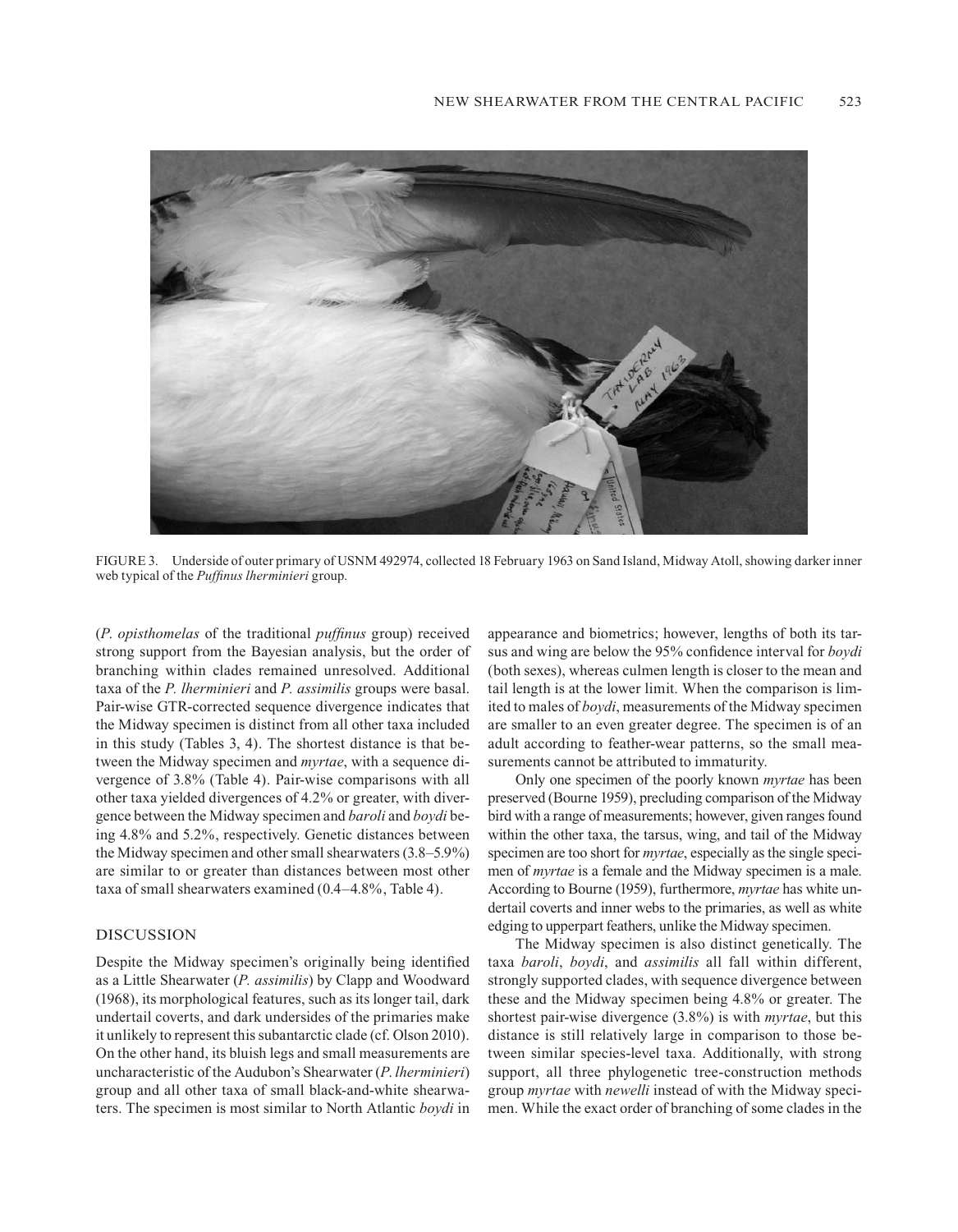FIGURE 3. Underside of outer primary of USNM 492974, collected 18 February 1963 on Sand Island, Midway Atoll, showing darker inner web typical of the *Puffinus lherminieri* group.

(*P. opisthomelas* of the traditional *puffinus* group) received strong support from the Bayesian analysis, but the order of branching within clades remained unresolved. Additional taxa of the *P. lherminieri* and *P. assimilis* groups were basal. Pair-wise GTR-corrected sequence divergence indicates that the Midway specimen is distinct from all other taxa included in this study (Tables 3, 4). The shortest distance is that between the Midway specimen and *myrtae*, with a sequence divergence of 3.8% (Table 4). Pair-wise comparisons with all other taxa yielded divergences of 4.2% or greater, with divergence between the Midway specimen and *baroli* and *boydi* being 4.8% and 5.2%, respectively. Genetic distances between the Midway specimen and other small shearwaters (3.8–5.9%) are similar to or greater than distances between most other taxa of small shearwaters examined (0.4–4.8%, Table 4).

## DISCUSSION

Despite the Midway specimen's originally being identified as a Little Shearwater (*P. assimilis*) by Clapp and Woodward (1968), its morphological features, such as its longer tail, dark undertail coverts, and dark undersides of the primaries make it unlikely to represent this subantarctic clade (cf. Olson 2010). On the other hand, its bluish legs and small measurements are uncharacteristic of the Audubon's Shearwater (*P. lherminieri*) group and all other taxa of small black-and-white shearwaters. The specimen is most similar to North Atlantic *boydi* in appearance and biometrics; however, lengths of both its tarsus and wing are below the 95% confidence interval for *boydi* (both sexes), whereas culmen length is closer to the mean and tail length is at the lower limit. When the comparison is limited to males of *boydi*, measurements of the Midway specimen are smaller to an even greater degree. The specimen is of an adult according to feather-wear patterns, so the small measurements cannot be attributed to immaturity.

Only one specimen of the poorly known *myrtae* has been preserved (Bourne 1959), precluding comparison of the Midway bird with a range of measurements; however, given ranges found within the other taxa, the tarsus, wing, and tail of the Midway specimen are too short for *myrtae*, especially as the single specimen of *myrtae* is a female and the Midway specimen is a male. According to Bourne (1959), furthermore, *myrtae* has white undertail coverts and inner webs to the primaries, as well as white edging to upperpart feathers, unlike the Midway specimen.

The Midway specimen is also distinct genetically. The taxa *baroli*, *boydi*, and *assimilis* all fall within different, strongly supported clades, with sequence divergence between these and the Midway specimen being 4.8% or greater. The shortest pair-wise divergence (3.8%) is with *myrtae*, but this distance is still relatively large in comparison to those between similar species-level taxa. Additionally, with strong support, all three phylogenetic tree-construction methods group *myrtae* with *newelli* instead of with the Midway specimen. While the exact order of branching of some clades in the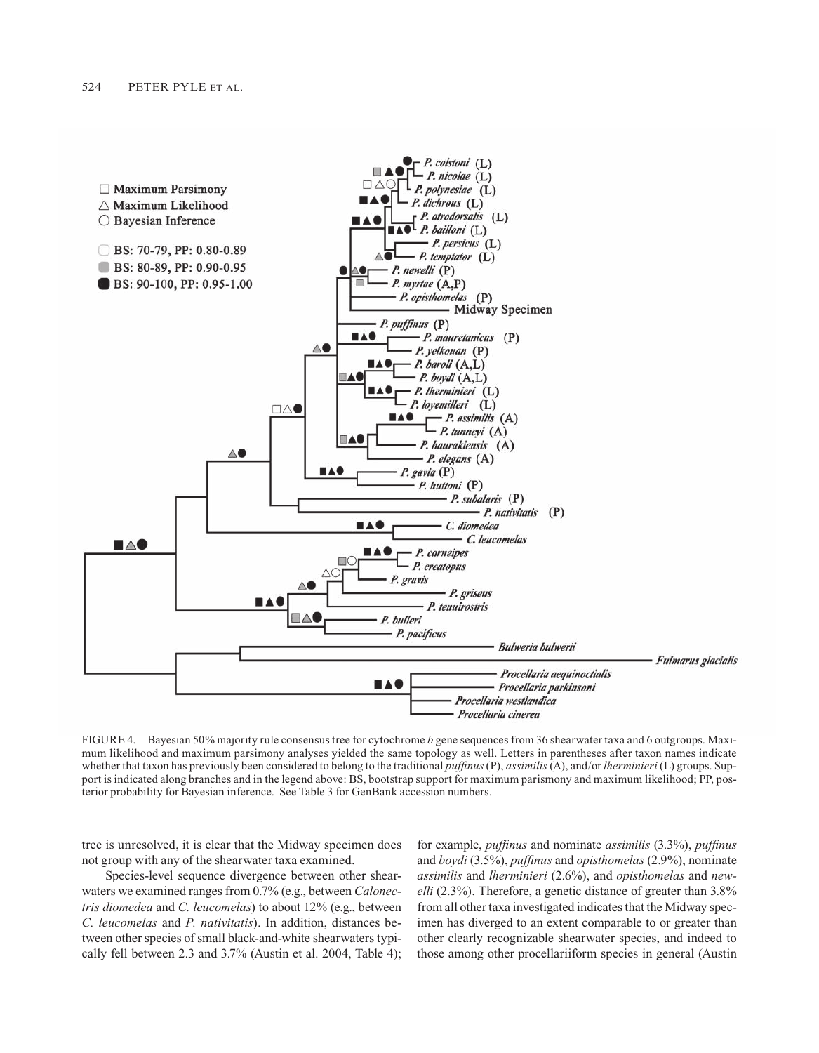FIGURE 4. Bayesian 50% majority rule consensus tree for cytochrome *b* gene sequences from 36 shearwater taxa and 6 outgroups. Maximum likelihood and maximum parsimony analyses yielded the same topology as well. Letters in parentheses after taxon names indicate whether that taxon has previously been considered to belong to the traditional *puffinus* (P), *assimilis* (A), and/or *lherminieri* (L) groups. Support is indicated along branches and in the legend above: BS, bootstrap support for maximum parsimony and maximum likelihood; PP, posterior probability for Bayesian inference. See Table 3 for GenBank accession numbers.

tree is unresolved, it is clear that the Midway specimen does not group with any of the shearwater taxa examined.

Species-level sequence divergence between other shearwaters we examined ranges from 0.7% (e.g., between *Calonectris diomedea* and *C. leucomelas*) to about 12% (e.g., between *C. leucomelas* and *P. nativitatis*). In addition, distances between other species of small black-and-white shearwaters typically fell between 2.3 and 3.7% (Austin et al. 2004, Table 4); for example, *puffinus* and nominate *assimilis* (3.3%), *puffinus* and *boydi* (3.5%), *puffinus* and *opisthomelas* (2.9%), nominate *assimilis* and *lherminieri* (2.6%), and *opisthomelas* and *newelli* (2.3%). Therefore, a genetic distance of greater than 3.8% from all other taxa investigated indicates that the Midway specimen has diverged to an extent comparable to or greater than other clearly recognizable shearwater species, and indeed to those among other procellariiform species in general (Austin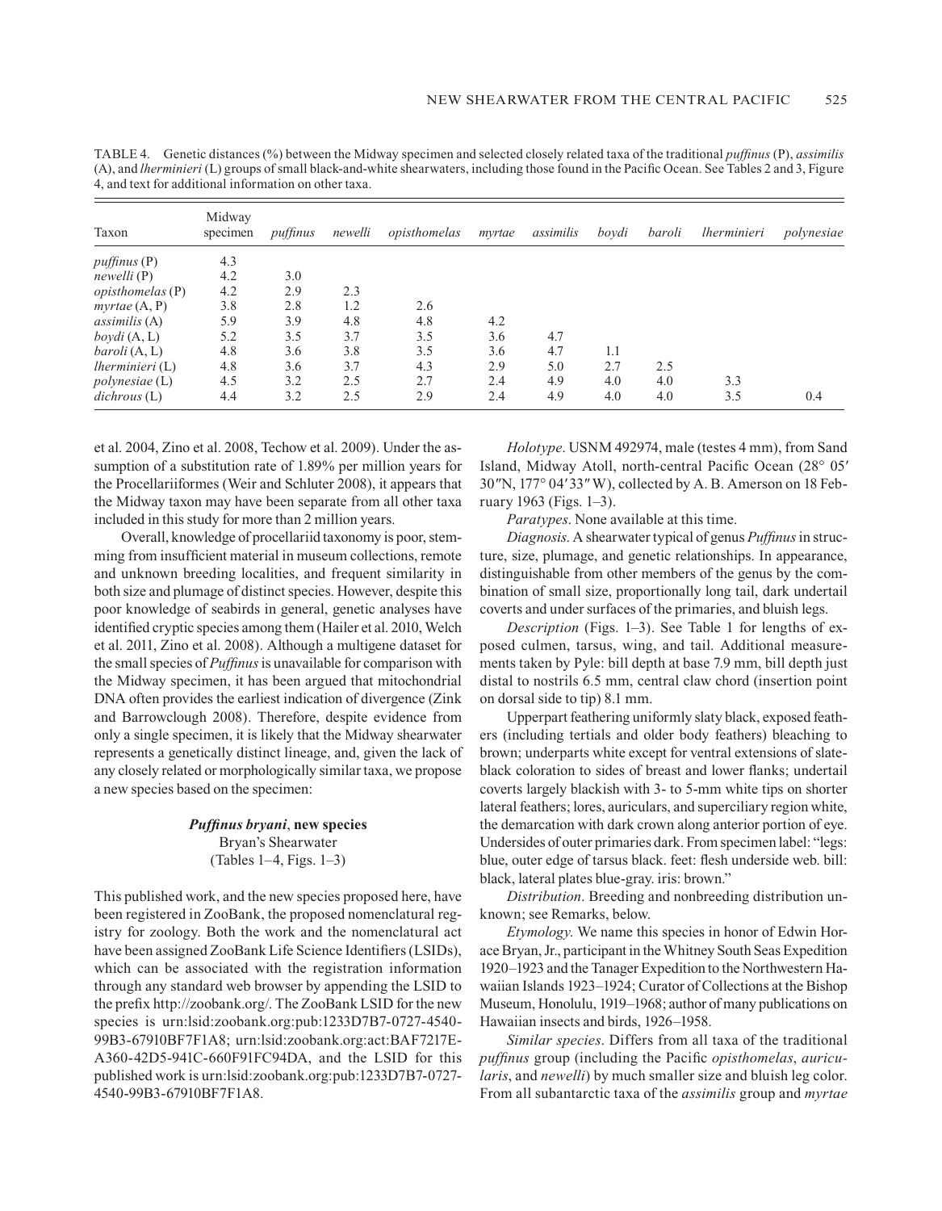TABLE 4. Genetic distances (%) between the Midway specimen and selected closely related taxa of the traditional *puffinus* (P), *assimilis* (A), and *lherminieri* (L) groups of small black-and-white shearwaters, including those found in the Pacific Ocean. See Tables 2 and 3, Figure 4, and text for additional information on other taxa.

| Taxon | Midway specimen | *puffinus* | *newelli* | *opisthomelas* | *myrtae* | *assimilis* | *boydi* | *baroli* | *lherminieri* | *polynesiae* |
|---|---|---|---|---|---|---|---|---|---|---|
| *puffinus* (P) | 4.3 | | | | | | | | | |
| *newelli* (P) | 4.2 | 3.0 | | | | | | | | |
| *opisthomelas* (P) | 4.2 | 2.9 | 2.3 | | | | | | | |
| *myrtae* (A, P) | 3.8 | 2.8 | 1.2 | 2.6 | | | | | | |
| *assimilis* (A) | 5.9 | 3.9 | 4.8 | 4.8 | 4.2 | | | | | |
| *boydi* (A, L) | 5.2 | 3.5 | 3.7 | 3.5 | 3.6 | 4.7 | | | | |
| *baroli* (A, L) | 4.8 | 3.6 | 3.8 | 3.5 | 3.6 | 4.7 | 1.1 | | | |
| *lherminieri* (L) | 4.8 | 3.6 | 3.7 | 4.3 | 2.9 | 5.0 | 2.7 | 2.5 | | |
| *polynesiae* (L) | 4.5 | 3.2 | 2.5 | 2.7 | 2.4 | 4.9 | 4.0 | 4.0 | 3.3 | |
| *dichrous* (L) | 4.4 | 3.2 | 2.5 | 2.9 | 2.4 | 4.9 | 4.0 | 4.0 | 3.5 | 0.4 |

et al. 2004, Zino et al. 2008, Techow et al. 2009). Under the assumption of a substitution rate of 1.89% per million years for the Procellariiformes (Weir and Schluter 2008), it appears that the Midway taxon may have been separate from all other taxa included in this study for more than 2 million years.

Overall, knowledge of procellariid taxonomy is poor, stemming from insufficient material in museum collections, remote and unknown breeding localities, and frequent similarity in both size and plumage of distinct species. However, despite this poor knowledge of seabirds in general, genetic analyses have identified cryptic species among them (Hailer et al. 2010, Welch et al. 2011, Zino et al. 2008). Although a multigene dataset for the small species of *Puffinus* is unavailable for comparison with the Midway specimen, it has been argued that mitochondrial DNA often provides the earliest indication of divergence (Zink and Barrowclough 2008). Therefore, despite evidence from only a single specimen, it is likely that the Midway shearwater represents a genetically distinct lineage, and, given the lack of any closely related or morphologically similar taxa, we propose a new species based on the specimen:

### *Puffinus bryani*, new species

Bryan's Shearwater

(Tables 1–4, Figs. 1–3)

This published work, and the new species proposed here, have been registered in ZooBank, the proposed nomenclatural registry for zoology. Both the work and the nomenclatural act have been assigned ZooBank Life Science Identifiers (LSIDs), which can be associated with the registration information through any standard web browser by appending the LSID to the prefix http://zoobank.org/. The ZooBank LSID for the new species is urn:lsid:zoobank.org:pub:1233D7B7-0727-4540-99B3-67910BF7F1A8; urn:lsid:zoobank.org:act:BAF7217E-A360-42D5-941C-660F91FC94DA, and the LSID for this published work is urn:lsid:zoobank.org:pub:1233D7B7-0727-4540-99B3-67910BF7F1A8.

*Holotype*. USNM 492974, male (testes 4 mm), from Sand Island, Midway Atoll, north-central Pacific Ocean (28° 05′ 30″N, 177° 04′33″W), collected by A. B. Amerson on 18 February 1963 (Figs. 1–3).

*Paratypes*. None available at this time.

*Diagnosis*. A shearwater typical of genus *Puffinus* in structure, size, plumage, and genetic relationships. In appearance, distinguishable from other members of the genus by the combination of small size, proportionally long tail, dark undertail coverts and under surfaces of the primaries, and bluish legs.

*Description* (Figs. 1–3). See Table 1 for lengths of exposed culmen, tarsus, wing, and tail. Additional measurements taken by Pyle: bill depth at base 7.9 mm, bill depth just distal to nostrils 6.5 mm, central claw chord (insertion point on dorsal side to tip) 8.1 mm.

Upperpart feathering uniformly slaty black, exposed feathers (including tertials and older body feathers) bleaching to brown; underparts white except for ventral extensions of slate-black coloration to sides of breast and lower flanks; undertail coverts largely blackish with 3- to 5-mm white tips on shorter lateral feathers; lores, auriculars, and superciliary region white, the demarcation with dark crown along anterior portion of eye. Undersides of outer primaries dark. From specimen label: "legs: blue, outer edge of tarsus black. feet: flesh underside web. bill: black, lateral plates blue-gray. iris: brown."

*Distribution*. Breeding and nonbreeding distribution unknown; see Remarks, below.

*Etymology*. We name this species in honor of Edwin Horace Bryan, Jr., participant in the Whitney South Seas Expedition 1920–1923 and the Tanager Expedition to the Northwestern Hawaiian Islands 1923–1924; Curator of Collections at the Bishop Museum, Honolulu, 1919–1968; author of many publications on Hawaiian insects and birds, 1926–1958.

*Similar species*. Differs from all taxa of the traditional *puffinus* group (including the Pacific *opisthomelas*, *auricularis*, and *newelli*) by much smaller size and bluish leg color. From all subantarctic taxa of the *assimilis* group and *myrtae*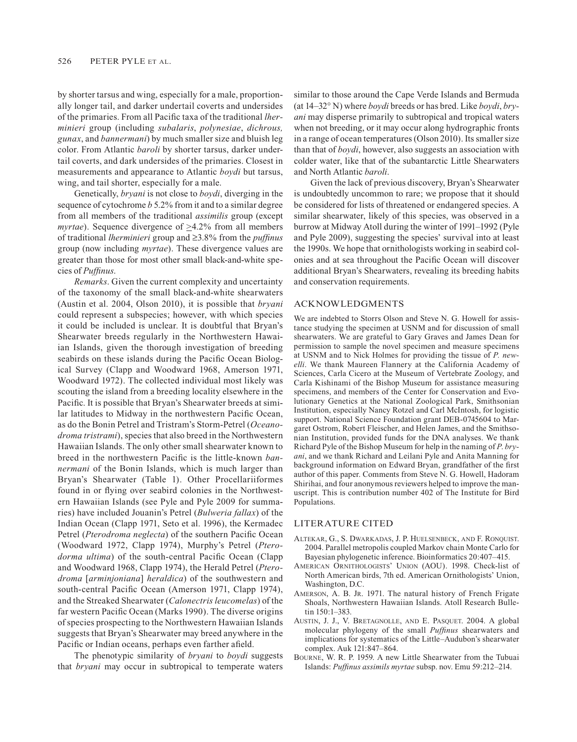by shorter tarsus and wing, especially for a male, proportionally longer tail, and darker undertail coverts and undersides of the primaries. From all Pacific taxa of the traditional *lherminieri* group (including *subalaris*, *polynesiae*, *dichrous, gunax*, and *bannermani*) by much smaller size and bluish leg color. From Atlantic *baroli* by shorter tarsus, darker undertail coverts, and dark undersides of the primaries. Closest in measurements and appearance to Atlantic *boydi* but tarsus, wing, and tail shorter, especially for a male.

Genetically, *bryani* is not close to *boydi*, diverging in the sequence of cytochrome *b* 5.2% from it and to a similar degree from all members of the traditional *assimilis* group (except *myrtae*). Sequence divergence of ≥4.2% from all members of traditional *lherminieri* group and ≥3.8% from the *puffinus* group (now including *myrtae*). These divergence values are greater than those for most other small black-and-white species of *Puffinus*.

*Remarks*. Given the current complexity and uncertainty of the taxonomy of the small black-and-white shearwaters (Austin et al. 2004, Olson 2010), it is possible that *bryani* could represent a subspecies; however, with which species it could be included is unclear. It is doubtful that Bryan's Shearwater breeds regularly in the Northwestern Hawaiian Islands, given the thorough investigation of breeding seabirds on these islands during the Pacific Ocean Biological Survey (Clapp and Woodward 1968, Amerson 1971, Woodward 1972). The collected individual most likely was scouting the island from a breeding locality elsewhere in the Pacific. It is possible that Bryan's Shearwater breeds at similar latitudes to Midway in the northwestern Pacific Ocean, as do the Bonin Petrel and Tristram's Storm-Petrel (*Oceanodroma tristrami*), species that also breed in the Northwestern Hawaiian Islands. The only other small shearwater known to breed in the northwestern Pacific is the little-known *bannermani* of the Bonin Islands, which is much larger than Bryan's Shearwater (Table 1). Other Procellariiformes found in or flying over seabird colonies in the Northwestern Hawaiian Islands (see Pyle and Pyle 2009 for summaries) have included Jouanin's Petrel (*Bulweria fallax*) of the Indian Ocean (Clapp 1971, Seto et al. 1996), the Kermadec Petrel (*Pterodroma neglecta*) of the southern Pacific Ocean (Woodward 1972, Clapp 1974), Murphy's Petrel (*Pterodorma ultima*) of the south-central Pacific Ocean (Clapp and Woodward 1968, Clapp 1974), the Herald Petrel (*Pterodroma* [*arminjoniana*] *heraldica*) of the southwestern and south-central Pacific Ocean (Amerson 1971, Clapp 1974), and the Streaked Shearwater (*Calonectris leucomelas*) of the far western Pacific Ocean (Marks 1990). The diverse origins of species prospecting to the Northwestern Hawaiian Islands suggests that Bryan's Shearwater may breed anywhere in the Pacific or Indian oceans, perhaps even farther afield.

The phenotypic similarity of *bryani* to *boydi* suggests that *bryani* may occur in subtropical to temperate waters similar to those around the Cape Verde Islands and Bermuda (at 14–32° N) where *boydi* breeds or has bred. Like *boydi*, *bryani* may disperse primarily to subtropical and tropical waters when not breeding, or it may occur along hydrographic fronts in a range of ocean temperatures (Olson 2010). Its smaller size than that of *boydi*, however, also suggests an association with colder water, like that of the subantarctic Little Shearwaters and North Atlantic *baroli*.

Given the lack of previous discovery, Bryan's Shearwater is undoubtedly uncommon to rare; we propose that it should be considered for lists of threatened or endangered species. A similar shearwater, likely of this species, was observed in a burrow at Midway Atoll during the winter of 1991–1992 (Pyle and Pyle 2009), suggesting the species' survival into at least the 1990s. We hope that ornithologists working in seabird colonies and at sea throughout the Pacific Ocean will discover additional Bryan's Shearwaters, revealing its breeding habits and conservation requirements.

## ACKNOWLEDGMENTS

We are indebted to Storrs Olson and Steve N. G. Howell for assistance studying the specimen at USNM and for discussion of small shearwaters. We are grateful to Gary Graves and James Dean for permission to sample the novel specimen and measure specimens at USNM and to Nick Holmes for providing the tissue of *P. newelli*. We thank Maureen Flannery at the California Academy of Sciences, Carla Cicero at the Museum of Vertebrate Zoology, and Carla Kishinami of the Bishop Museum for assistance measuring specimens, and members of the Center for Conservation and Evolutionary Genetics at the National Zoological Park, Smithsonian Institution, especially Nancy Rotzel and Carl McIntosh, for logistic support. National Science Foundation grant DEB-0745604 to Margaret Ostrom, Robert Fleischer, and Helen James, and the Smithsonian Institution, provided funds for the DNA analyses. We thank Richard Pyle of the Bishop Museum for help in the naming of *P. bryani*, and we thank Richard and Leilani Pyle and Anita Manning for background information on Edward Bryan, grandfather of the first author of this paper. Comments from Steve N. G. Howell, Hadoram Shirihai, and four anonymous reviewers helped to improve the manuscript. This is contribution number 402 of The Institute for Bird Populations.

## LITERATURE CITED

ALTEKAR, G., S. DWARKADAS, J. P. HUELSENBECK, AND F. RONQUIST. 2004. Parallel metropolis coupled Markov chain Monte Carlo for Bayesian phylogenetic inference. Bioinformatics 20:407–415.

AMERICAN ORNITHOLOGISTS' UNION (AOU). 1998. Check-list of North American birds, 7th ed. American Ornithologists' Union, Washington, D.C.

AMERSON, A. B. JR. 1971. The natural history of French Frigate Shoals, Northwestern Hawaiian Islands. Atoll Research Bulletin 150:1–383.

AUSTIN, J. J., V. BRETAGNOLLE, AND E. PASQUET. 2004. A global molecular phylogeny of the small *Puffinus* shearwaters and implications for systematics of the Little–Audubon's shearwater complex. Auk 121:847–864.

BOURNE, W. R. P. 1959. A new Little Shearwater from the Tubuai Islands: *Puffinus assimils myrtae* subsp. nov. Emu 59:212–214.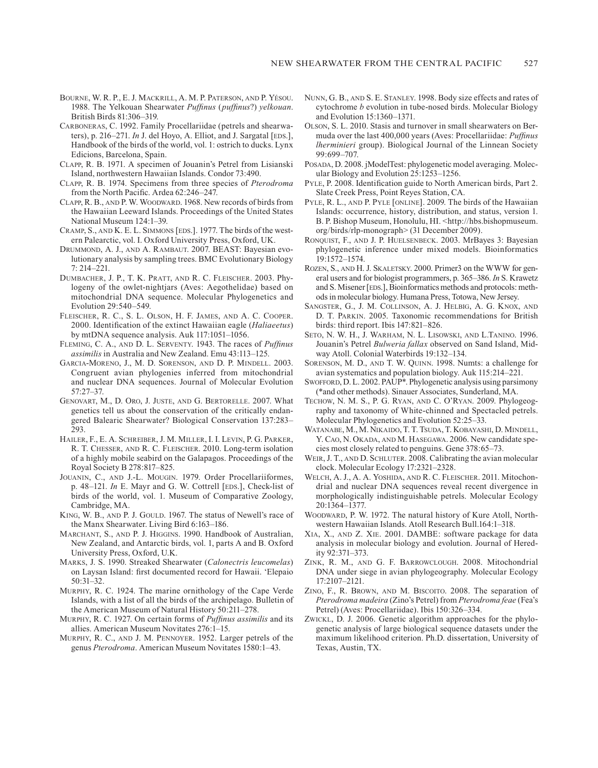Bourne, W. R. P., E. J. Mackrill, A. M. P. Paterson, and P. Yésou. 1988. The Yelkouan Shearwater *Puffinus* (*puffinus*?) *yelkouan*. British Birds 81:306–319.

Carboneras, C. 1992. Family Procellariidae (petrels and shearwaters), p. 216–271. *In* J. del Hoyo, A. Elliot, and J. Sargatal [eds.], Handbook of the birds of the world, vol. 1: ostrich to ducks. Lynx Edicions, Barcelona, Spain.

Clapp, R. B. 1971. A specimen of Jouanin's Petrel from Lisianski Island, northwestern Hawaiian Islands. Condor 73:490.

Clapp, R. B. 1974. Specimens from three species of *Pterodroma* from the North Pacific. Ardea 62:246–247.

Clapp, R. B., and P. W. Woodward. 1968. New records of birds from the Hawaiian Leeward Islands. Proceedings of the United States National Museum 124:1–39.

Cramp, S., and K. E. L. Simmons [eds.]. 1977. The birds of the western Palearctic, vol. I. Oxford University Press, Oxford, UK.

Drummond, A. J., and A. Rambaut. 2007. BEAST: Bayesian evolutionary analysis by sampling trees. BMC Evolutionary Biology 7: 214–221.

Dumbacher, J. P., T. K. Pratt, and R. C. Fleischer. 2003. Phylogeny of the owlet-nightjars (Aves: Aegothelidae) based on mitochondrial DNA sequence. Molecular Phylogenetics and Evolution 29:540–549.

Fleischer, R. C., S. L. Olson, H. F. James, and A. C. Cooper. 2000. Identification of the extinct Hawaiian eagle (*Haliaeetus*) by mtDNA sequence analysis. Auk 117:1051–1056.

Fleming, C. A., and D. L. Serventy. 1943. The races of *Puffinus assimilis* in Australia and New Zealand. Emu 43:113–125.

Garcia-Moreno, J., M. D. Sorenson, and D. P. Mindell. 2003. Congruent avian phylogenies inferred from mitochondrial and nuclear DNA sequences. Journal of Molecular Evolution 57:27–37.

Genovart, M., D. Oro, J. Juste, and G. Bertorelle. 2007. What genetics tell us about the conservation of the critically endangered Balearic Shearwater? Biological Conservation 137:283–293.

Hailer, F., E. A. Schreiber, J. M. Miller, I. I. Levin, P. G. Parker, R. T. Chesser, and R. C. Fleischer. 2010. Long-term isolation of a highly mobile seabird on the Galapagos. Proceedings of the Royal Society B 278:817–825.

Jouanin, C., and J.-L. Mougin. 1979. Order Procellariiformes, p. 48–121. *In* E. Mayr and G. W. Cottrell [eds.], Check-list of birds of the world, vol. 1. Museum of Comparative Zoology, Cambridge, MA.

King, W. B., and P. J. Gould. 1967. The status of Newell's race of the Manx Shearwater. Living Bird 6:163–186.

Marchant, S., and P. J. Higgins. 1990. Handbook of Australian, New Zealand, and Antarctic birds, vol. 1, parts A and B. Oxford University Press, Oxford, U.K.

Marks, J. S. 1990. Streaked Shearwater (*Calonectris leucomelas*) on Laysan Island: first documented record for Hawaii. 'Elepaio 50:31–32.

Murphy, R. C. 1924. The marine ornithology of the Cape Verde Islands, with a list of all the birds of the archipelago. Bulletin of the American Museum of Natural History 50:211–278.

Murphy, R. C. 1927. On certain forms of *Puffinus assimilis* and its allies. American Museum Novitates 276:1–15.

Murphy, R. C., and J. M. Pennoyer. 1952. Larger petrels of the genus *Pterodroma*. American Museum Novitates 1580:1–43.

Nunn, G. B., and S. E. Stanley. 1998. Body size effects and rates of cytochrome *b* evolution in tube-nosed birds. Molecular Biology and Evolution 15:1360–1371.

Olson, S. L. 2010. Stasis and turnover in small shearwaters on Bermuda over the last 400,000 years (Aves: Procellariidae: *Puffinus lherminieri* group). Biological Journal of the Linnean Society 99:699–707.

Posada, D. 2008. jModelTest: phylogenetic model averaging. Molecular Biology and Evolution 25:1253–1256.

Pyle, P. 2008. Identification guide to North American birds, Part 2. Slate Creek Press, Point Reyes Station, CA.

Pyle, R. L., and P. Pyle [online]. 2009. The birds of the Hawaiian Islands: occurrence, history, distribution, and status, version 1. B. P. Bishop Museum, Honolulu, HI. <http://hbs.bishopmuseum.org/birds/rlp-monograph> (31 December 2009).

Ronquist, F., and J. P. Huelsenbeck. 2003. MrBayes 3: Bayesian phylogenetic inference under mixed models. Bioinformatics 19:1572–1574.

Rozen, S., and H. J. Skaletsky. 2000. Primer3 on the WWW for general users and for biologist programmers, p. 365–386. *In* S. Krawetz and S. Misener [eds.], Bioinformatics methods and protocols: methods in molecular biology. Humana Press, Totowa, New Jersey.

Sangster, G., J. M. Collinson, A. J. Helbig, A. G. Knox, and D. T. Parkin. 2005. Taxonomic recommendations for British birds: third report. Ibis 147:821–826.

Seto, N. W. H., J. Warham, N. L. Lisowski, and L.Tanino. 1996. Jouanin's Petrel *Bulweria fallax* observed on Sand Island, Midway Atoll. Colonial Waterbirds 19:132–134.

Sorenson, M. D., and T. W. Quinn. 1998. Numts: a challenge for avian systematics and population biology. Auk 115:214–221.

Swofford, D. L. 2002. PAUP*. Phylogenetic analysis using parsimony (*and other methods). Sinauer Associates, Sunderland, MA.

Techow, N. M. S., P. G. Ryan, and C. O'Ryan. 2009. Phylogeography and taxonomy of White-chinned and Spectacled petrels. Molecular Phylogenetics and Evolution 52:25–33.

Watanabe, M., M. Nikaido, T. T. Tsuda, T. Kobayashi, D. Mindell, Y. Cao, N. Okada, and M. Hasegawa. 2006. New candidate species most closely related to penguins. Gene 378:65–73.

Weir, J. T., and D. Schluter. 2008. Calibrating the avian molecular clock. Molecular Ecology 17:2321–2328.

Welch, A. J., A. A. Yoshida, and R. C. Fleischer. 2011. Mitochondrial and nuclear DNA sequences reveal recent divergence in morphologically indistinguishable petrels. Molecular Ecology 20:1364–1377.

Woodward, P. W. 1972. The natural history of Kure Atoll, Northwestern Hawaiian Islands. Atoll Research Bull.164:1–318.

Xia, X., and Z. Xie. 2001. DAMBE: software package for data analysis in molecular biology and evolution. Journal of Heredity 92:371–373.

Zink, R. M., and G. F. Barrowclough. 2008. Mitochondrial DNA under siege in avian phylogeography. Molecular Ecology 17:2107–2121.

Zino, F., R. Brown, and M. Biscoito. 2008. The separation of *Pterodroma madeira* (Zino's Petrel) from *Pterodroma feae* (Fea's Petrel) (Aves: Procellariidae). Ibis 150:326–334.

Zwickl, D. J. 2006. Genetic algorithm approaches for the phylogenetic analysis of large biological sequence datasets under the maximum likelihood criterion. Ph.D. dissertation, University of Texas, Austin, TX.